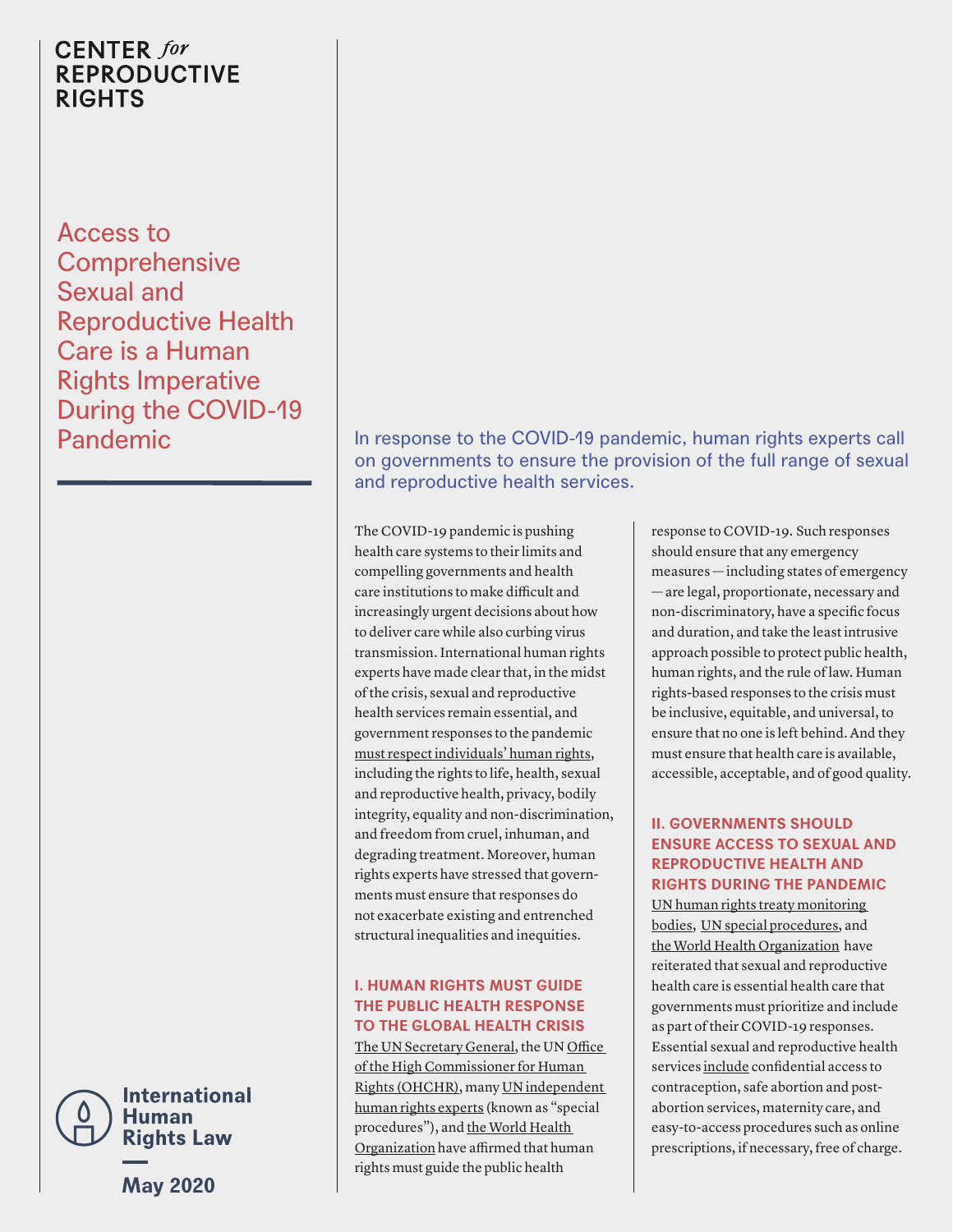CENTER *for* REPRODUCTIVE RIGHTS

# Access to Comprehensive Sexual and Reproductive Health Care is a Human Rights Imperative During the COVID-19 Pandemic

International Human Rights Law

May 2020

In response to the COVID-19 pandemic, human rights experts call on governments to ensure the provision of the full range of sexual and reproductive health services.

The COVID-19 pandemic is pushing health care systems to their limits and compelling governments and health care institutions to make difficult and increasingly urgent decisions about how to deliver care while also curbing virus transmission. International human rights experts have made clear that, in the midst of the crisis, sexual and reproductive health services remain essential, and government responses to the pandemic must respect individuals' human rights, including the rights to life, health, sexual and reproductive health, privacy, bodily integrity, equality and non-discrimination, and freedom from cruel, inhuman, and degrading treatment. Moreover, human rights experts have stressed that governments must ensure that responses do not exacerbate existing and entrenched structural inequalities and inequities.

## I. HUMAN RIGHTS MUST GUIDE THE PUBLIC HEALTH RESPONSE TO THE GLOBAL HEALTH CRISIS

The UN Secretary General, the UN Office of the High Commissioner for Human Rights (OHCHR), many UN independent human rights experts (known as "special procedures"), and the World Health Organization have affirmed that human rights must guide the public health response to COVID-19. Such responses should ensure that any emergency measures — including states of emergency — are legal, proportionate, necessary and non-discriminatory, have a specific focus and duration, and take the least intrusive approach possible to protect public health, human rights, and the rule of law. Human rights-based responses to the crisis must be inclusive, equitable, and universal, to ensure that no one is left behind. And they must ensure that health care is available, accessible, acceptable, and of good quality.

## II. GOVERNMENTS SHOULD ENSURE ACCESS TO SEXUAL AND REPRODUCTIVE HEALTH AND RIGHTS DURING THE PANDEMIC

UN human rights treaty monitoring bodies, UN special procedures, and the World Health Organization have reiterated that sexual and reproductive health care is essential health care that governments must prioritize and include as part of their COVID-19 responses. Essential sexual and reproductive health services include confidential access to contraception, safe abortion and post-abortion services, maternity care, and easy-to-access procedures such as online prescriptions, if necessary, free of charge.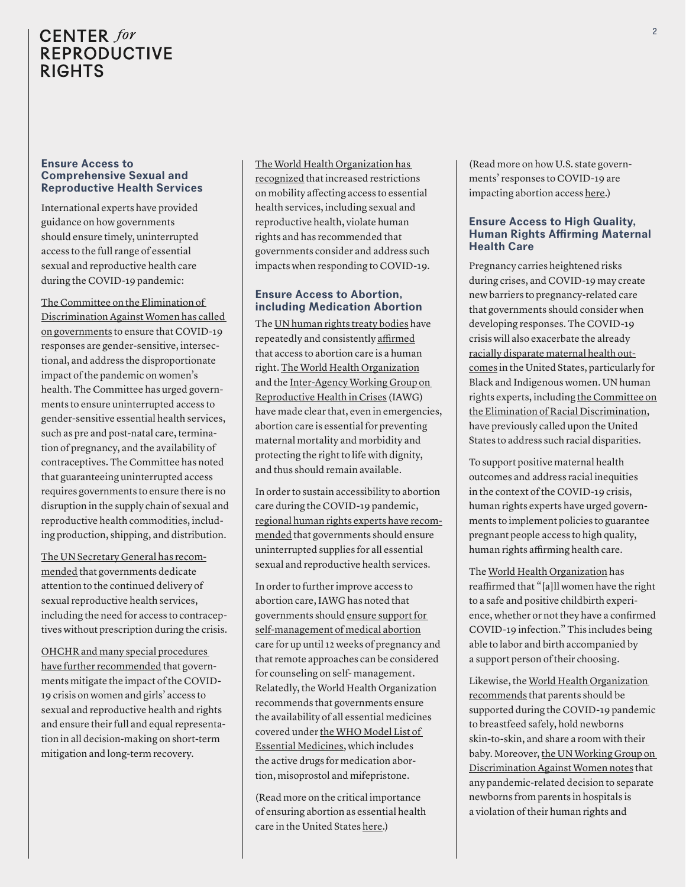## Ensure Access to Comprehensive Sexual and Reproductive Health Services

International experts have provided guidance on how governments should ensure timely, uninterrupted access to the full range of essential sexual and reproductive health care during the COVID-19 pandemic:

The Committee on the Elimination of Discrimination Against Women has called on governments to ensure that COVID-19 responses are gender-sensitive, intersectional, and address the disproportionate impact of the pandemic on women's health. The Committee has urged governments to ensure uninterrupted access to gender-sensitive essential health services, such as pre and post-natal care, termination of pregnancy, and the availability of contraceptives. The Committee has noted that guaranteeing uninterrupted access requires governments to ensure there is no disruption in the supply chain of sexual and reproductive health commodities, including production, shipping, and distribution.

The UN Secretary General has recommended that governments dedicate attention to the continued delivery of sexual reproductive health services, including the need for access to contraceptives without prescription during the crisis.

OHCHR and many special procedures have further recommended that governments mitigate the impact of the COVID-19 crisis on women and girls' access to sexual and reproductive health and rights and ensure their full and equal representation in all decision-making on short-term mitigation and long-term recovery.

The World Health Organization has recognized that increased restrictions on mobility affecting access to essential health services, including sexual and reproductive health, violate human rights and has recommended that governments consider and address such impacts when responding to COVID-19.

## Ensure Access to Abortion, including Medication Abortion

The UN human rights treaty bodies have repeatedly and consistently affirmed that access to abortion care is a human right. The World Health Organization and the Inter-Agency Working Group on Reproductive Health in Crises (IAWG) have made clear that, even in emergencies, abortion care is essential for preventing maternal mortality and morbidity and protecting the right to life with dignity, and thus should remain available.

In order to sustain accessibility to abortion care during the COVID-19 pandemic, regional human rights experts have recommended that governments should ensure uninterrupted supplies for all essential sexual and reproductive health services.

In order to further improve access to abortion care, IAWG has noted that governments should ensure support for self-management of medical abortion care for up until 12 weeks of pregnancy and that remote approaches can be considered for counseling on self- management. Relatedly, the World Health Organization recommends that governments ensure the availability of all essential medicines covered under the WHO Model List of Essential Medicines, which includes the active drugs for medication abortion, misoprostol and mifepristone.

(Read more on the critical importance of ensuring abortion as essential health care in the United States here.)

(Read more on how U.S. state governments' responses to COVID-19 are impacting abortion access here.)

## Ensure Access to High Quality, Human Rights Affirming Maternal Health Care

Pregnancy carries heightened risks during crises, and COVID-19 may create new barriers to pregnancy-related care that governments should consider when developing responses. The COVID-19 crisis will also exacerbate the already racially disparate maternal health outcomes in the United States, particularly for Black and Indigenous women. UN human rights experts, including the Committee on the Elimination of Racial Discrimination, have previously called upon the United States to address such racial disparities.

To support positive maternal health outcomes and address racial inequities in the context of the COVID-19 crisis, human rights experts have urged governments to implement policies to guarantee pregnant people access to high quality, human rights affirming health care.

The World Health Organization has reaffirmed that "[a]ll women have the right to a safe and positive childbirth experience, whether or not they have a confirmed COVID-19 infection." This includes being able to labor and birth accompanied by a support person of their choosing.

Likewise, the World Health Organization recommends that parents should be supported during the COVID-19 pandemic to breastfeed safely, hold newborns skin-to-skin, and share a room with their baby. Moreover, the UN Working Group on Discrimination Against Women notes that any pandemic-related decision to separate newborns from parents in hospitals is a violation of their human rights and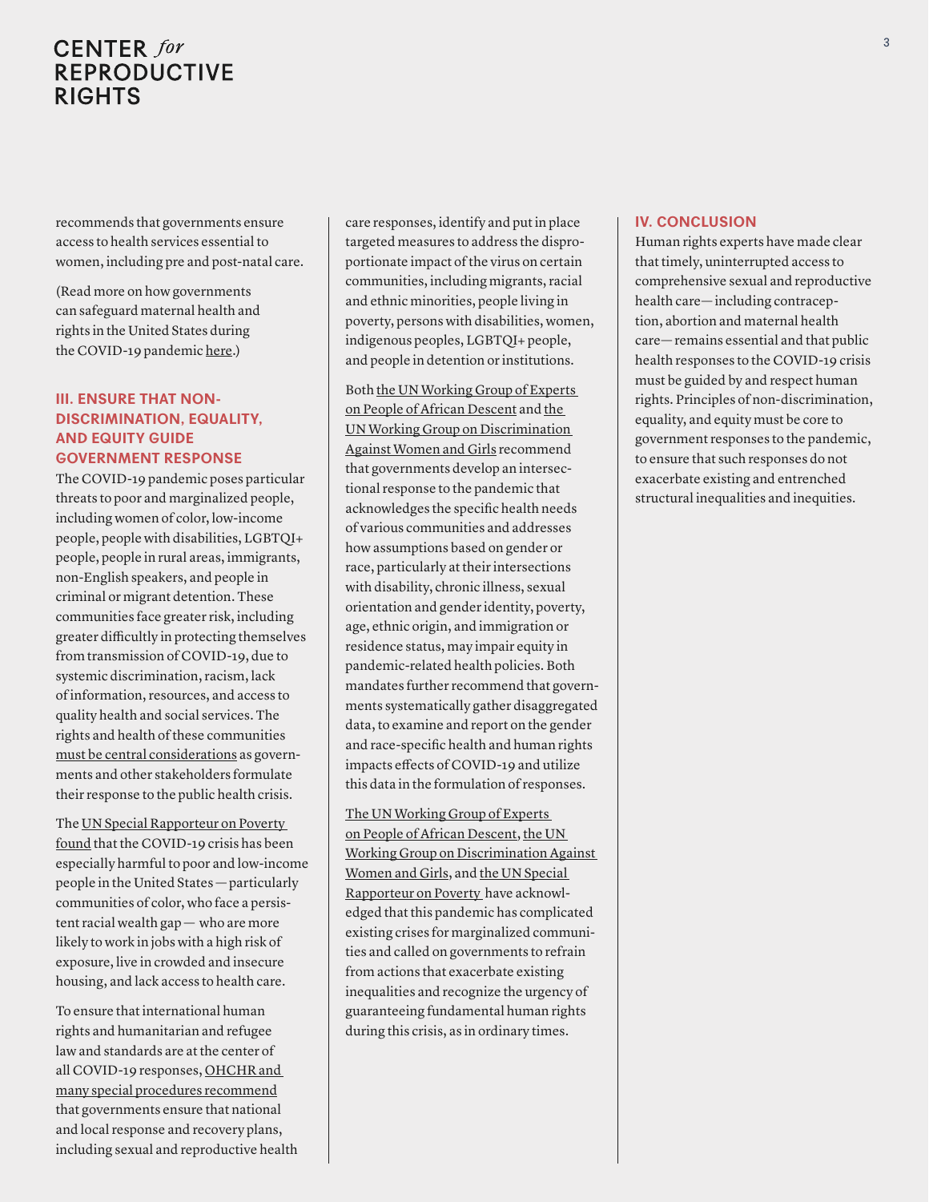recommends that governments ensure access to health services essential to women, including pre and post-natal care.

(Read more on how governments can safeguard maternal health and rights in the United States during the COVID-19 pandemic here.)

## III. ENSURE THAT NON-DISCRIMINATION, EQUALITY, AND EQUITY GUIDE GOVERNMENT RESPONSE

The COVID-19 pandemic poses particular threats to poor and marginalized people, including women of color, low-income people, people with disabilities, LGBTQI+ people, people in rural areas, immigrants, non-English speakers, and people in criminal or migrant detention. These communities face greater risk, including greater difficultly in protecting themselves from transmission of COVID-19, due to systemic discrimination, racism, lack of information, resources, and access to quality health and social services. The rights and health of these communities must be central considerations as governments and other stakeholders formulate their response to the public health crisis.

The UN Special Rapporteur on Poverty found that the COVID-19 crisis has been especially harmful to poor and low-income people in the United States—particularly communities of color, who face a persistent racial wealth gap— who are more likely to work in jobs with a high risk of exposure, live in crowded and insecure housing, and lack access to health care.

To ensure that international human rights and humanitarian and refugee law and standards are at the center of all COVID-19 responses, OHCHR and many special procedures recommend that governments ensure that national and local response and recovery plans, including sexual and reproductive health care responses, identify and put in place targeted measures to address the disproportionate impact of the virus on certain communities, including migrants, racial and ethnic minorities, people living in poverty, persons with disabilities, women, indigenous peoples, LGBTQI+ people, and people in detention or institutions.

Both the UN Working Group of Experts on People of African Descent and the UN Working Group on Discrimination Against Women and Girls recommend that governments develop an intersectional response to the pandemic that acknowledges the specific health needs of various communities and addresses how assumptions based on gender or race, particularly at their intersections with disability, chronic illness, sexual orientation and gender identity, poverty, age, ethnic origin, and immigration or residence status, may impair equity in pandemic-related health policies. Both mandates further recommend that governments systematically gather disaggregated data, to examine and report on the gender and race-specific health and human rights impacts effects of COVID-19 and utilize this data in the formulation of responses.

The UN Working Group of Experts on People of African Descent, the UN Working Group on Discrimination Against Women and Girls, and the UN Special Rapporteur on Poverty have acknowledged that this pandemic has complicated existing crises for marginalized communities and called on governments to refrain from actions that exacerbate existing inequalities and recognize the urgency of guaranteeing fundamental human rights during this crisis, as in ordinary times.

## IV. CONCLUSION

Human rights experts have made clear that timely, uninterrupted access to comprehensive sexual and reproductive health care—including contraception, abortion and maternal health care—remains essential and that public health responses to the COVID-19 crisis must be guided by and respect human rights. Principles of non-discrimination, equality, and equity must be core to government responses to the pandemic, to ensure that such responses do not exacerbate existing and entrenched structural inequalities and inequities.